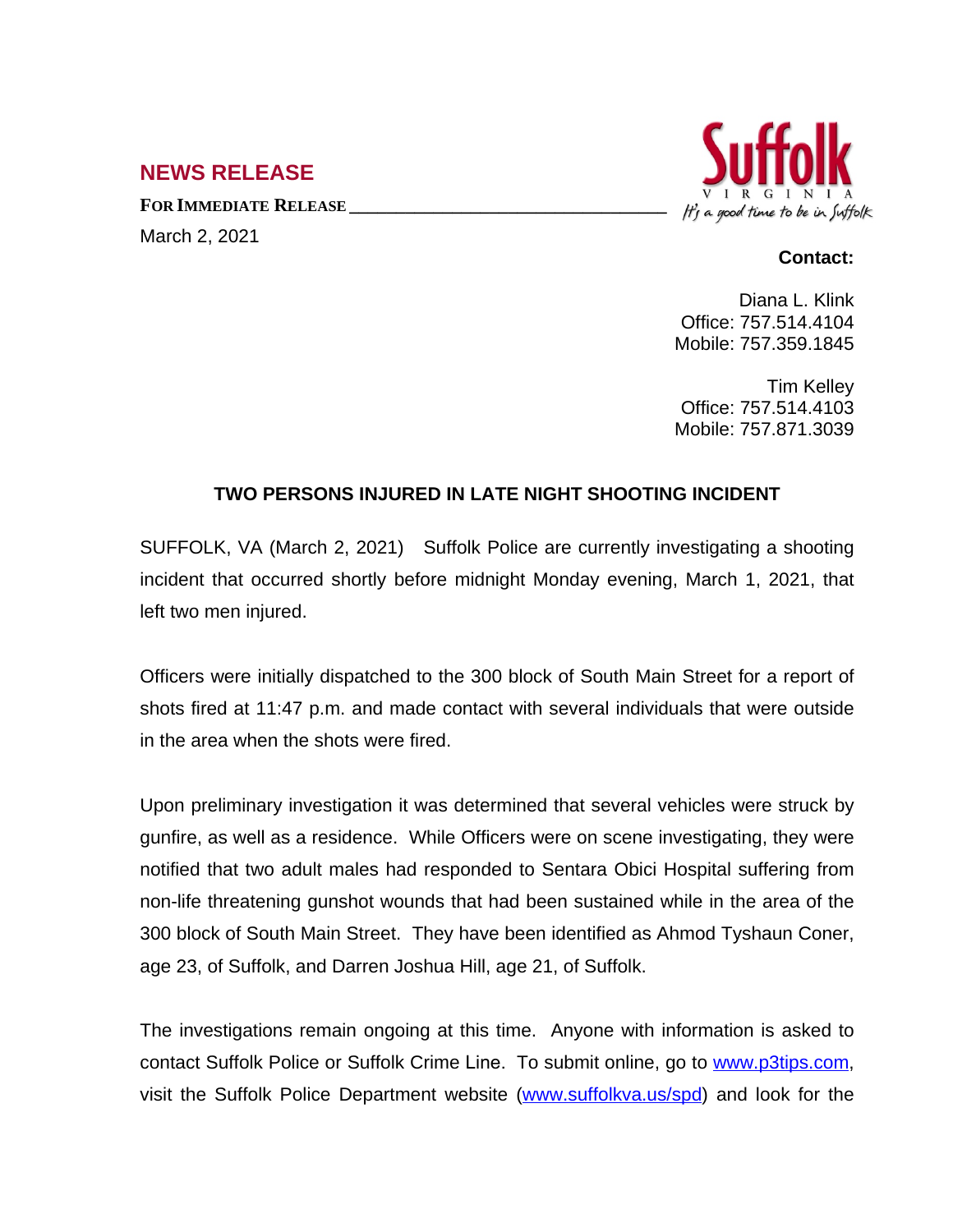## NEWS RELEASE

**FOR IMMEDIATE RELEASE**

March 2, 2021

Suffolk
VIRGINIA
It's a good time to be in Suffolk

**Contact:**

Diana L. Klink
Office: 757.514.4104
Mobile: 757.359.1845

Tim Kelley
Office: 757.514.4103
Mobile: 757.871.3039

### TWO PERSONS INJURED IN LATE NIGHT SHOOTING INCIDENT

SUFFOLK, VA (March 2, 2021) Suffolk Police are currently investigating a shooting incident that occurred shortly before midnight Monday evening, March 1, 2021, that left two men injured.

Officers were initially dispatched to the 300 block of South Main Street for a report of shots fired at 11:47 p.m. and made contact with several individuals that were outside in the area when the shots were fired.

Upon preliminary investigation it was determined that several vehicles were struck by gunfire, as well as a residence. While Officers were on scene investigating, they were notified that two adult males had responded to Sentara Obici Hospital suffering from non-life threatening gunshot wounds that had been sustained while in the area of the 300 block of South Main Street. They have been identified as Ahmod Tyshaun Coner, age 23, of Suffolk, and Darren Joshua Hill, age 21, of Suffolk.

The investigations remain ongoing at this time. Anyone with information is asked to contact Suffolk Police or Suffolk Crime Line. To submit online, go to www.p3tips.com, visit the Suffolk Police Department website (www.suffolkva.us/spd) and look for the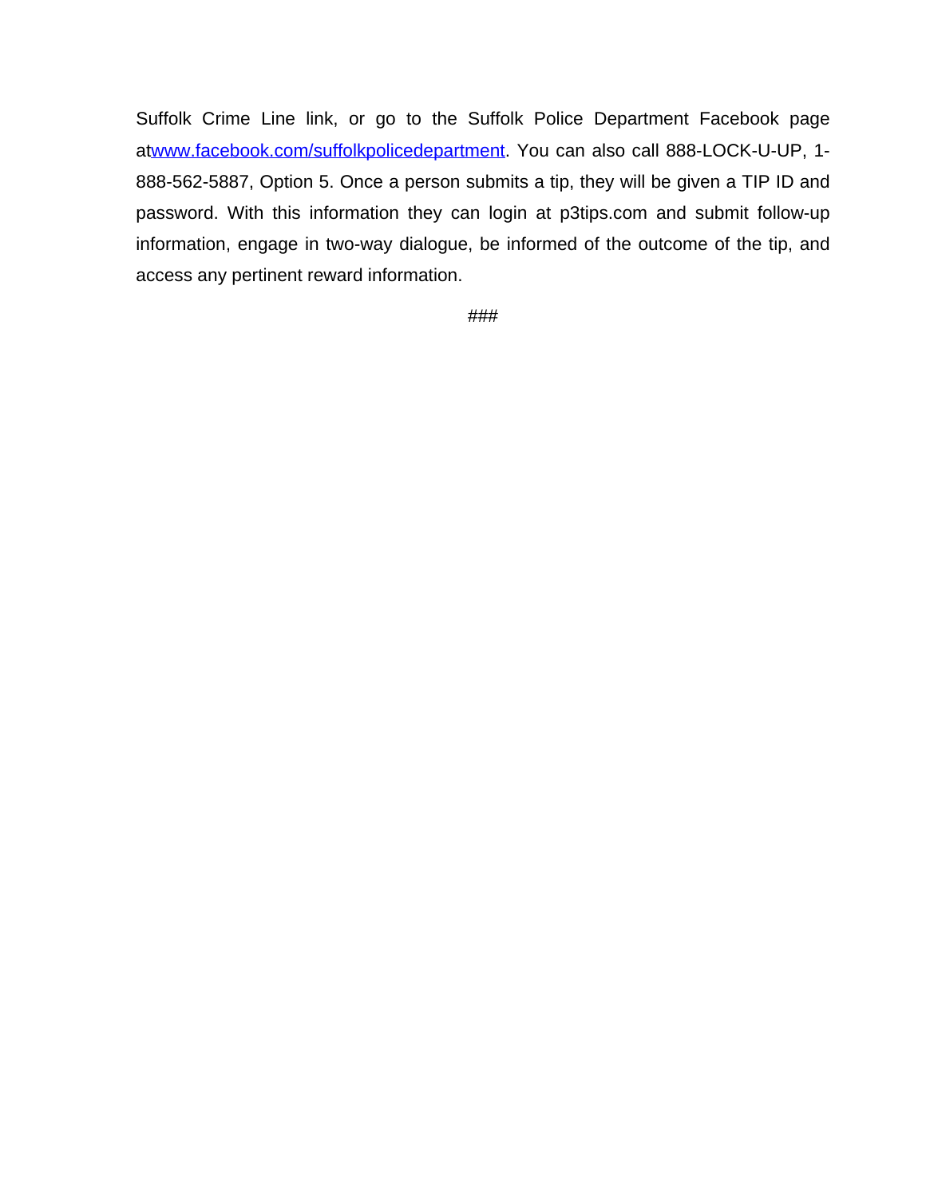Suffolk Crime Line link, or go to the Suffolk Police Department Facebook page at[www.facebook.com/suffolkpolicedepartment](http://www.facebook.com/suffolkpolicedepartment). You can also call 888-LOCK-U-UP, 1-888-562-5887, Option 5. Once a person submits a tip, they will be given a TIP ID and password. With this information they can login at p3tips.com and submit follow-up information, engage in two-way dialogue, be informed of the outcome of the tip, and access any pertinent reward information.

###